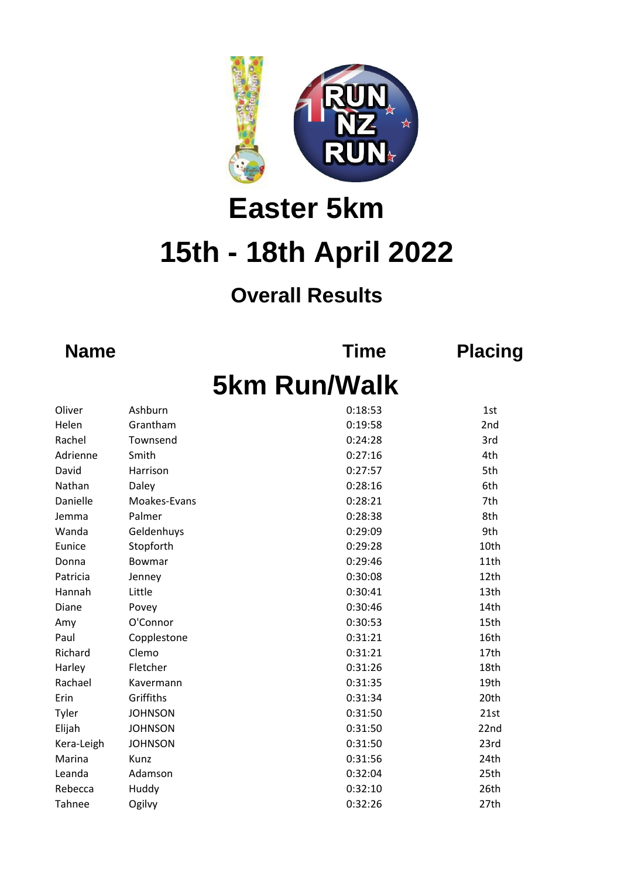# Easter 5km

# 15th - 18th April 2022

## Overall Results

| Name | | Time | Placing |
|---|---|---|---|
| **5km Run/Walk** | | | |
| Oliver | Ashburn | 0:18:53 | 1st |
| Helen | Grantham | 0:19:58 | 2nd |
| Rachel | Townsend | 0:24:28 | 3rd |
| Adrienne | Smith | 0:27:16 | 4th |
| David | Harrison | 0:27:57 | 5th |
| Nathan | Daley | 0:28:16 | 6th |
| Danielle | Moakes-Evans | 0:28:21 | 7th |
| Jemma | Palmer | 0:28:38 | 8th |
| Wanda | Geldenhuys | 0:29:09 | 9th |
| Eunice | Stopforth | 0:29:28 | 10th |
| Donna | Bowmar | 0:29:46 | 11th |
| Patricia | Jenney | 0:30:08 | 12th |
| Hannah | Little | 0:30:41 | 13th |
| Diane | Povey | 0:30:46 | 14th |
| Amy | O'Connor | 0:30:53 | 15th |
| Paul | Copplestone | 0:31:21 | 16th |
| Richard | Clemo | 0:31:21 | 17th |
| Harley | Fletcher | 0:31:26 | 18th |
| Rachael | Kavermann | 0:31:35 | 19th |
| Erin | Griffiths | 0:31:34 | 20th |
| Tyler | JOHNSON | 0:31:50 | 21st |
| Elijah | JOHNSON | 0:31:50 | 22nd |
| Kera-Leigh | JOHNSON | 0:31:50 | 23rd |
| Marina | Kunz | 0:31:56 | 24th |
| Leanda | Adamson | 0:32:04 | 25th |
| Rebecca | Huddy | 0:32:10 | 26th |
| Tahnee | Ogilvy | 0:32:26 | 27th |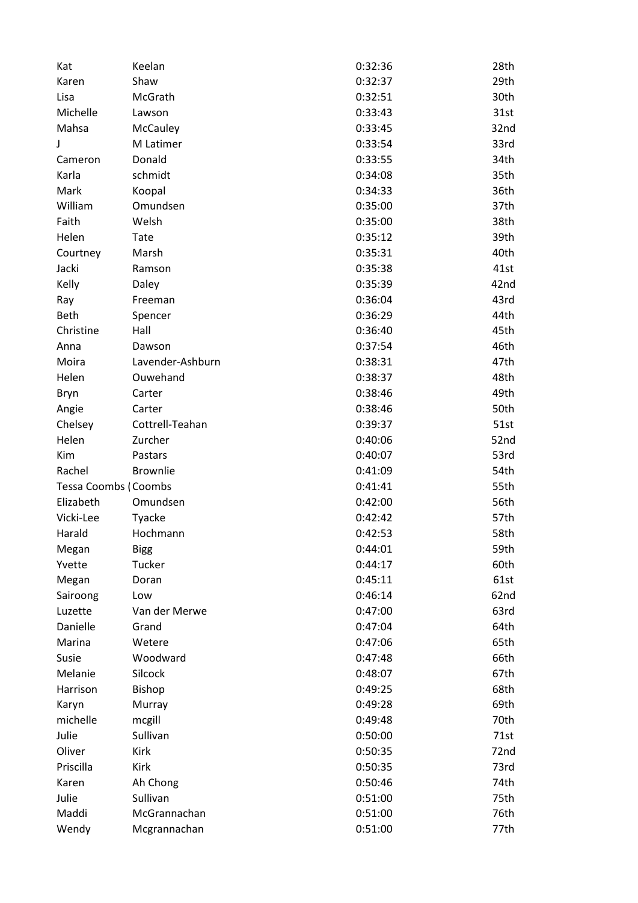| | | | |
|---|---|---|---|
| Kat | Keelan | 0:32:36 | 28th |
| Karen | Shaw | 0:32:37 | 29th |
| Lisa | McGrath | 0:32:51 | 30th |
| Michelle | Lawson | 0:33:43 | 31st |
| Mahsa | McCauley | 0:33:45 | 32nd |
| J | M Latimer | 0:33:54 | 33rd |
| Cameron | Donald | 0:33:55 | 34th |
| Karla | schmidt | 0:34:08 | 35th |
| Mark | Koopal | 0:34:33 | 36th |
| William | Omundsen | 0:35:00 | 37th |
| Faith | Welsh | 0:35:00 | 38th |
| Helen | Tate | 0:35:12 | 39th |
| Courtney | Marsh | 0:35:31 | 40th |
| Jacki | Ramson | 0:35:38 | 41st |
| Kelly | Daley | 0:35:39 | 42nd |
| Ray | Freeman | 0:36:04 | 43rd |
| Beth | Spencer | 0:36:29 | 44th |
| Christine | Hall | 0:36:40 | 45th |
| Anna | Dawson | 0:37:54 | 46th |
| Moira | Lavender-Ashburn | 0:38:31 | 47th |
| Helen | Ouwehand | 0:38:37 | 48th |
| Bryn | Carter | 0:38:46 | 49th |
| Angie | Carter | 0:38:46 | 50th |
| Chelsey | Cottrell-Teahan | 0:39:37 | 51st |
| Helen | Zurcher | 0:40:06 | 52nd |
| Kim | Pastars | 0:40:07 | 53rd |
| Rachel | Brownlie | 0:41:09 | 54th |
| Tessa Coombs ( | Coombs | 0:41:41 | 55th |
| Elizabeth | Omundsen | 0:42:00 | 56th |
| Vicki-Lee | Tyacke | 0:42:42 | 57th |
| Harald | Hochmann | 0:42:53 | 58th |
| Megan | Bigg | 0:44:01 | 59th |
| Yvette | Tucker | 0:44:17 | 60th |
| Megan | Doran | 0:45:11 | 61st |
| Sairoong | Low | 0:46:14 | 62nd |
| Luzette | Van der Merwe | 0:47:00 | 63rd |
| Danielle | Grand | 0:47:04 | 64th |
| Marina | Wetere | 0:47:06 | 65th |
| Susie | Woodward | 0:47:48 | 66th |
| Melanie | Silcock | 0:48:07 | 67th |
| Harrison | Bishop | 0:49:25 | 68th |
| Karyn | Murray | 0:49:28 | 69th |
| michelle | mcgill | 0:49:48 | 70th |
| Julie | Sullivan | 0:50:00 | 71st |
| Oliver | Kirk | 0:50:35 | 72nd |
| Priscilla | Kirk | 0:50:35 | 73rd |
| Karen | Ah Chong | 0:50:46 | 74th |
| Julie | Sullivan | 0:51:00 | 75th |
| Maddi | McGrannachan | 0:51:00 | 76th |
| Wendy | Mcgrannachan | 0:51:00 | 77th |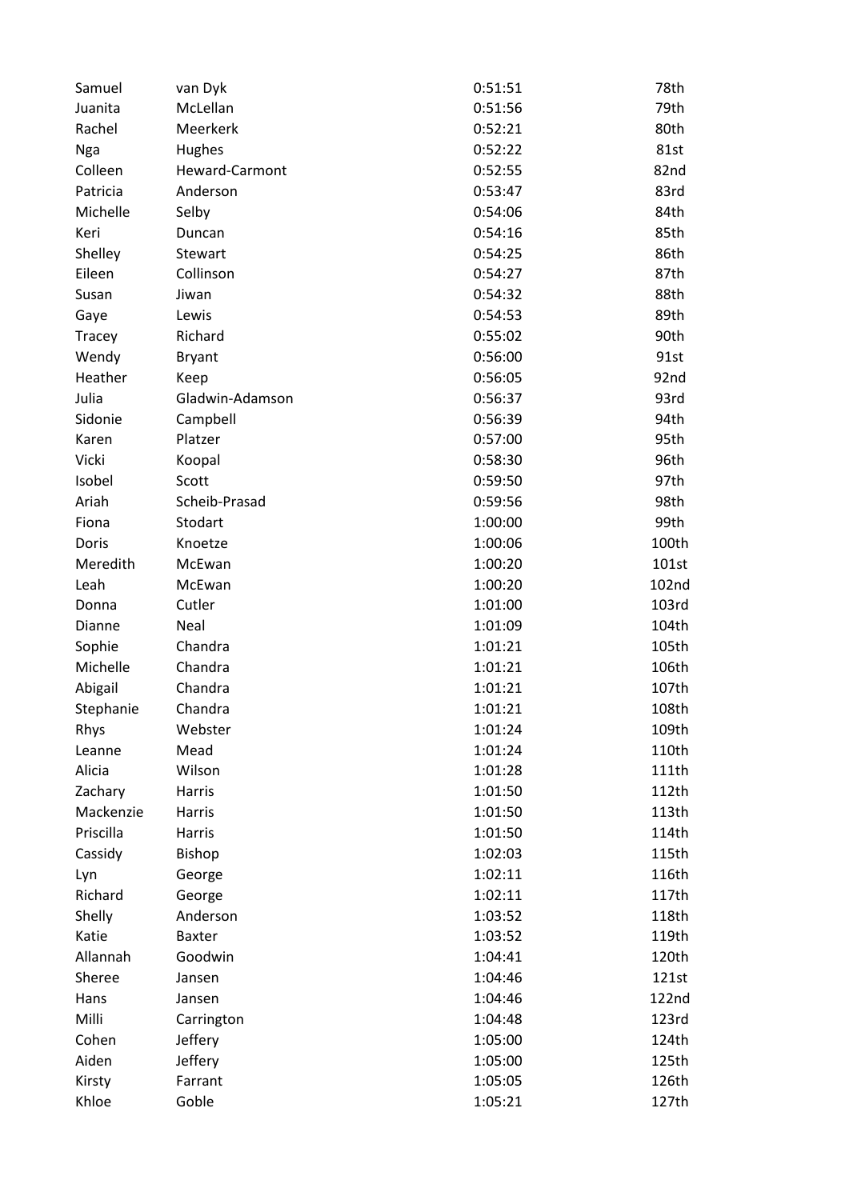| | | | |
|---|---|---|---|
| Samuel | van Dyk | 0:51:51 | 78th |
| Juanita | McLellan | 0:51:56 | 79th |
| Rachel | Meerkerk | 0:52:21 | 80th |
| Nga | Hughes | 0:52:22 | 81st |
| Colleen | Heward-Carmont | 0:52:55 | 82nd |
| Patricia | Anderson | 0:53:47 | 83rd |
| Michelle | Selby | 0:54:06 | 84th |
| Keri | Duncan | 0:54:16 | 85th |
| Shelley | Stewart | 0:54:25 | 86th |
| Eileen | Collinson | 0:54:27 | 87th |
| Susan | Jiwan | 0:54:32 | 88th |
| Gaye | Lewis | 0:54:53 | 89th |
| Tracey | Richard | 0:55:02 | 90th |
| Wendy | Bryant | 0:56:00 | 91st |
| Heather | Keep | 0:56:05 | 92nd |
| Julia | Gladwin-Adamson | 0:56:37 | 93rd |
| Sidonie | Campbell | 0:56:39 | 94th |
| Karen | Platzer | 0:57:00 | 95th |
| Vicki | Koopal | 0:58:30 | 96th |
| Isobel | Scott | 0:59:50 | 97th |
| Ariah | Scheib-Prasad | 0:59:56 | 98th |
| Fiona | Stodart | 1:00:00 | 99th |
| Doris | Knoetze | 1:00:06 | 100th |
| Meredith | McEwan | 1:00:20 | 101st |
| Leah | McEwan | 1:00:20 | 102nd |
| Donna | Cutler | 1:01:00 | 103rd |
| Dianne | Neal | 1:01:09 | 104th |
| Sophie | Chandra | 1:01:21 | 105th |
| Michelle | Chandra | 1:01:21 | 106th |
| Abigail | Chandra | 1:01:21 | 107th |
| Stephanie | Chandra | 1:01:21 | 108th |
| Rhys | Webster | 1:01:24 | 109th |
| Leanne | Mead | 1:01:24 | 110th |
| Alicia | Wilson | 1:01:28 | 111th |
| Zachary | Harris | 1:01:50 | 112th |
| Mackenzie | Harris | 1:01:50 | 113th |
| Priscilla | Harris | 1:01:50 | 114th |
| Cassidy | Bishop | 1:02:03 | 115th |
| Lyn | George | 1:02:11 | 116th |
| Richard | George | 1:02:11 | 117th |
| Shelly | Anderson | 1:03:52 | 118th |
| Katie | Baxter | 1:03:52 | 119th |
| Allannah | Goodwin | 1:04:41 | 120th |
| Sheree | Jansen | 1:04:46 | 121st |
| Hans | Jansen | 1:04:46 | 122nd |
| Milli | Carrington | 1:04:48 | 123rd |
| Cohen | Jeffery | 1:05:00 | 124th |
| Aiden | Jeffery | 1:05:00 | 125th |
| Kirsty | Farrant | 1:05:05 | 126th |
| Khloe | Goble | 1:05:21 | 127th |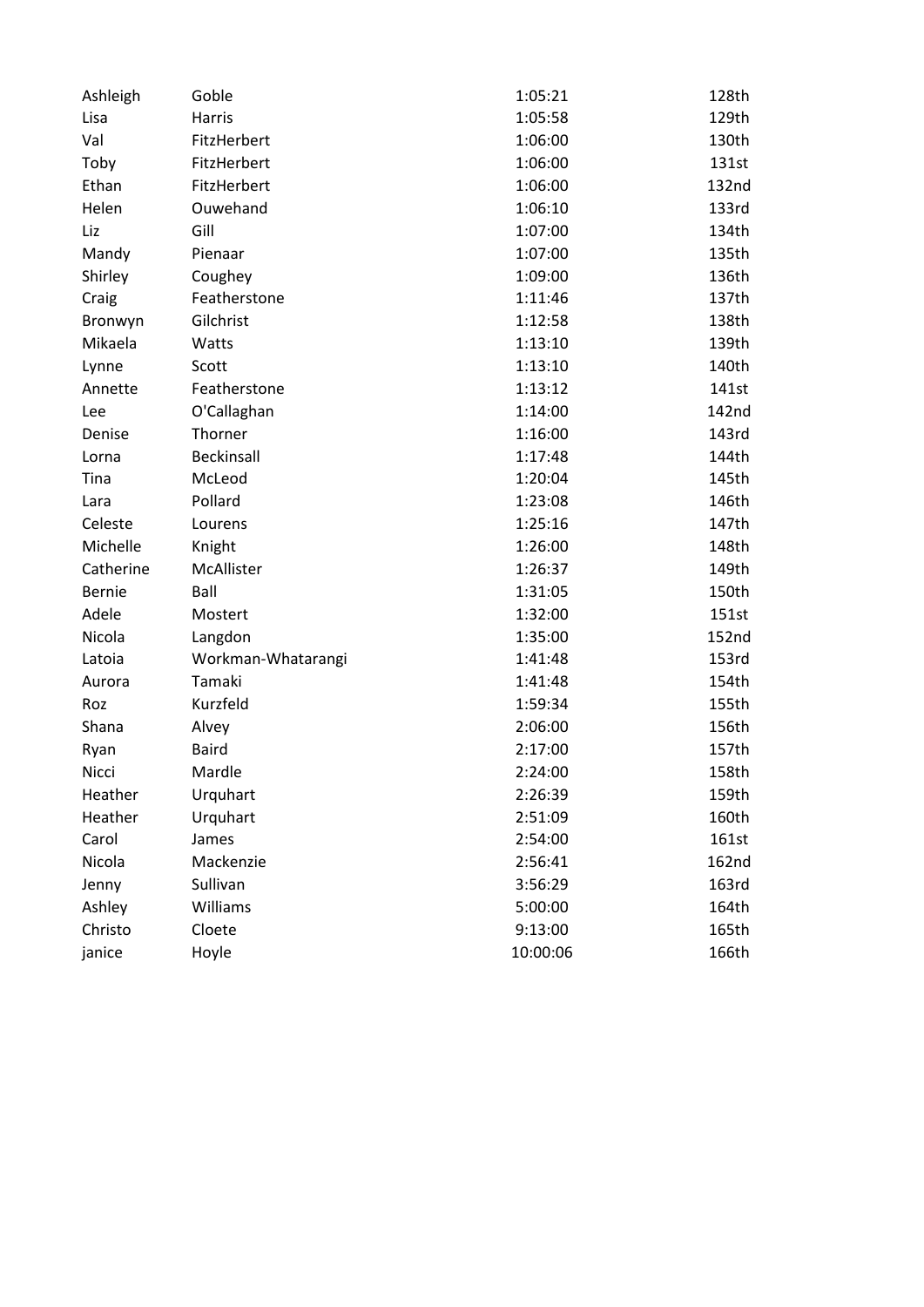| | | | |
|---|---|---|---|
| Ashleigh | Goble | 1:05:21 | 128th |
| Lisa | Harris | 1:05:58 | 129th |
| Val | FitzHerbert | 1:06:00 | 130th |
| Toby | FitzHerbert | 1:06:00 | 131st |
| Ethan | FitzHerbert | 1:06:00 | 132nd |
| Helen | Ouwehand | 1:06:10 | 133rd |
| Liz | Gill | 1:07:00 | 134th |
| Mandy | Pienaar | 1:07:00 | 135th |
| Shirley | Coughey | 1:09:00 | 136th |
| Craig | Featherstone | 1:11:46 | 137th |
| Bronwyn | Gilchrist | 1:12:58 | 138th |
| Mikaela | Watts | 1:13:10 | 139th |
| Lynne | Scott | 1:13:10 | 140th |
| Annette | Featherstone | 1:13:12 | 141st |
| Lee | O'Callaghan | 1:14:00 | 142nd |
| Denise | Thorner | 1:16:00 | 143rd |
| Lorna | Beckinsall | 1:17:48 | 144th |
| Tina | McLeod | 1:20:04 | 145th |
| Lara | Pollard | 1:23:08 | 146th |
| Celeste | Lourens | 1:25:16 | 147th |
| Michelle | Knight | 1:26:00 | 148th |
| Catherine | McAllister | 1:26:37 | 149th |
| Bernie | Ball | 1:31:05 | 150th |
| Adele | Mostert | 1:32:00 | 151st |
| Nicola | Langdon | 1:35:00 | 152nd |
| Latoia | Workman-Whatarangi | 1:41:48 | 153rd |
| Aurora | Tamaki | 1:41:48 | 154th |
| Roz | Kurzfeld | 1:59:34 | 155th |
| Shana | Alvey | 2:06:00 | 156th |
| Ryan | Baird | 2:17:00 | 157th |
| Nicci | Mardle | 2:24:00 | 158th |
| Heather | Urquhart | 2:26:39 | 159th |
| Heather | Urquhart | 2:51:09 | 160th |
| Carol | James | 2:54:00 | 161st |
| Nicola | Mackenzie | 2:56:41 | 162nd |
| Jenny | Sullivan | 3:56:29 | 163rd |
| Ashley | Williams | 5:00:00 | 164th |
| Christo | Cloete | 9:13:00 | 165th |
| janice | Hoyle | 10:00:06 | 166th |